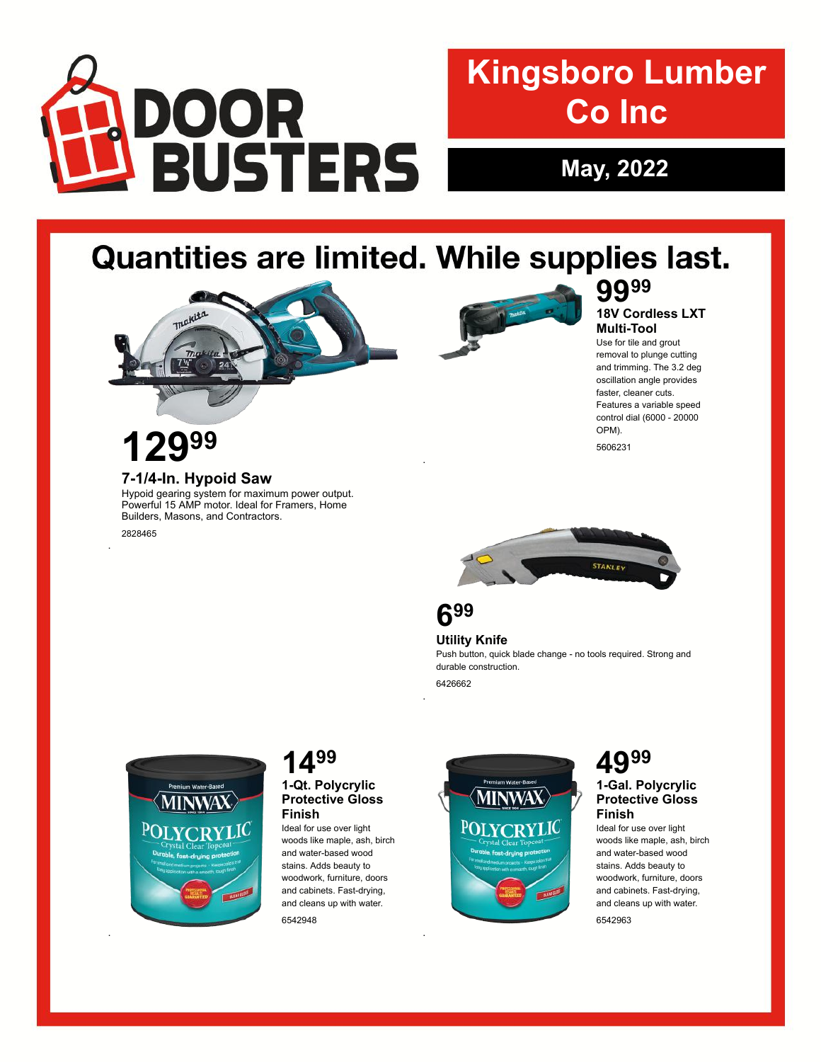# DOOR BUSTERS

## Kingsboro Lumber Co Inc

**May, 2022**

## Quantities are limited. While supplies last.

**129.99**

### 7-1/4-In. Hypoid Saw

Hypoid gearing system for maximum power output. Powerful 15 AMP motor. Ideal for Framers, Home Builders, Masons, and Contractors.

2828465

**99.99**

### 18V Cordless LXT Multi-Tool

Use for tile and grout removal to plunge cutting and trimming. The 3.2 deg oscillation angle provides faster, cleaner cuts. Features a variable speed control dial (6000 - 20000 OPM).

5606231

**6.99**

### Utility Knife

Push button, quick blade change - no tools required. Strong and durable construction.

6426662

**14.99**

### 1-Qt. Polycrylic Protective Gloss Finish

Ideal for use over light woods like maple, ash, birch and water-based wood stains. Adds beauty to woodwork, furniture, doors and cabinets. Fast-drying, and cleans up with water.

6542948

**49.99**

### 1-Gal. Polycrylic Protective Gloss Finish

Ideal for use over light woods like maple, ash, birch and water-based wood stains. Adds beauty to woodwork, furniture, doors and cabinets. Fast-drying, and cleans up with water.

6542963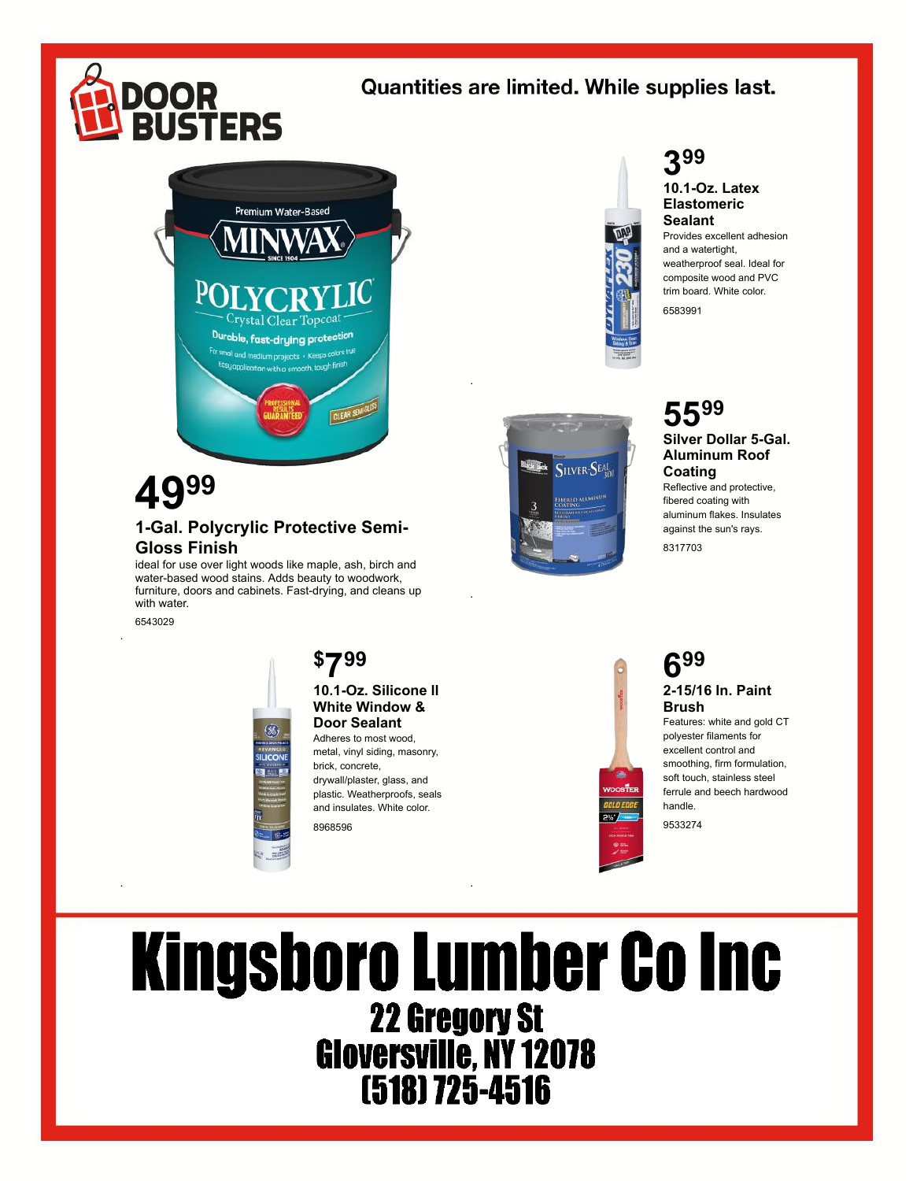# DOOR BUSTERS

**Quantities are limited. While supplies last.**

## 49.99

### 1-Gal. Polycrylic Protective Semi-Gloss Finish

ideal for use over light woods like maple, ash, birch and water-based wood stains. Adds beauty to woodwork, furniture, doors and cabinets. Fast-drying, and cleans up with water.

6543029

## 3.99

### 10.1-Oz. Latex Elastomeric Sealant

Provides excellent adhesion and a watertight, weatherproof seal. Ideal for composite wood and PVC trim board. White color.

6583991

## 55.99

### Silver Dollar 5-Gal. Aluminum Roof Coating

Reflective and protective, fibered coating with aluminum flakes. Insulates against the sun's rays.

8317703

## $7.99

### 10.1-Oz. Silicone II White Window & Door Sealant

Adheres to most wood, metal, vinyl siding, masonry, brick, concrete, drywall/plaster, glass, and plastic. Weatherproofs, seals and insulates. White color.

8968596

## 6.99

### 2-15/16 In. Paint Brush

Features: white and gold CT polyester filaments for excellent control and smoothing, firm formulation, soft touch, stainless steel ferrule and beech hardwood handle.

9533274

# Kingsboro Lumber Co Inc

22 Gregory St
Gloversville, NY 12078
(518) 725-4516